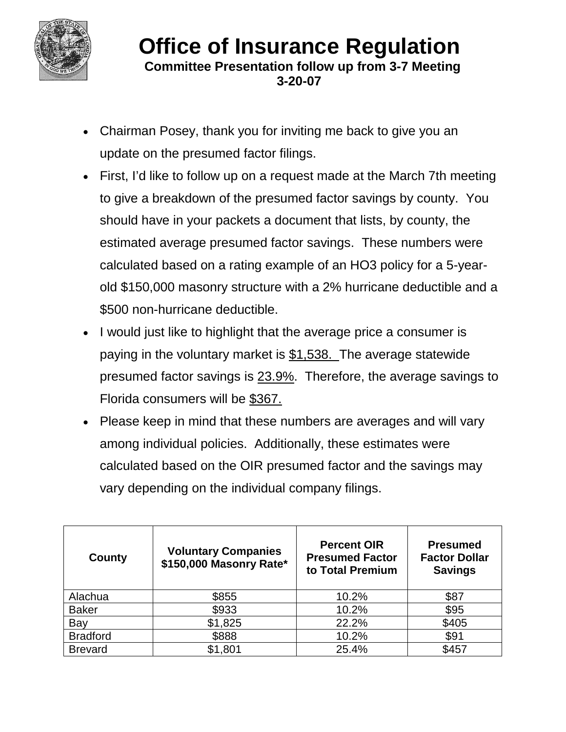# Office of Insurance Regulation

**Committee Presentation follow up from 3-7 Meeting**
**3-20-07**

- Chairman Posey, thank you for inviting me back to give you an update on the presumed factor filings.
- First, I'd like to follow up on a request made at the March 7th meeting to give a breakdown of the presumed factor savings by county. You should have in your packets a document that lists, by county, the estimated average presumed factor savings. These numbers were calculated based on a rating example of an HO3 policy for a 5-year-old $150,000 masonry structure with a 2% hurricane deductible and a $500 non-hurricane deductible.
- I would just like to highlight that the average price a consumer is paying in the voluntary market is <u>$1,538.</u> The average statewide presumed factor savings is <u>23.9%</u>. Therefore, the average savings to Florida consumers will be <u>$367.</u>
- Please keep in mind that these numbers are averages and will vary among individual policies. Additionally, these estimates were calculated based on the OIR presumed factor and the savings may vary depending on the individual company filings.

| County | Voluntary Companies $150,000 Masonry Rate* | Percent OIR Presumed Factor to Total Premium | Presumed Factor Dollar Savings |
|---|---|---|---|
| Alachua | $855 | 10.2% | $87 |
| Baker | $933 | 10.2% | $95 |
| Bay | $1,825 | 22.2% | $405 |
| Bradford | $888 | 10.2% | $91 |
| Brevard | $1,801 | 25.4% | $457 |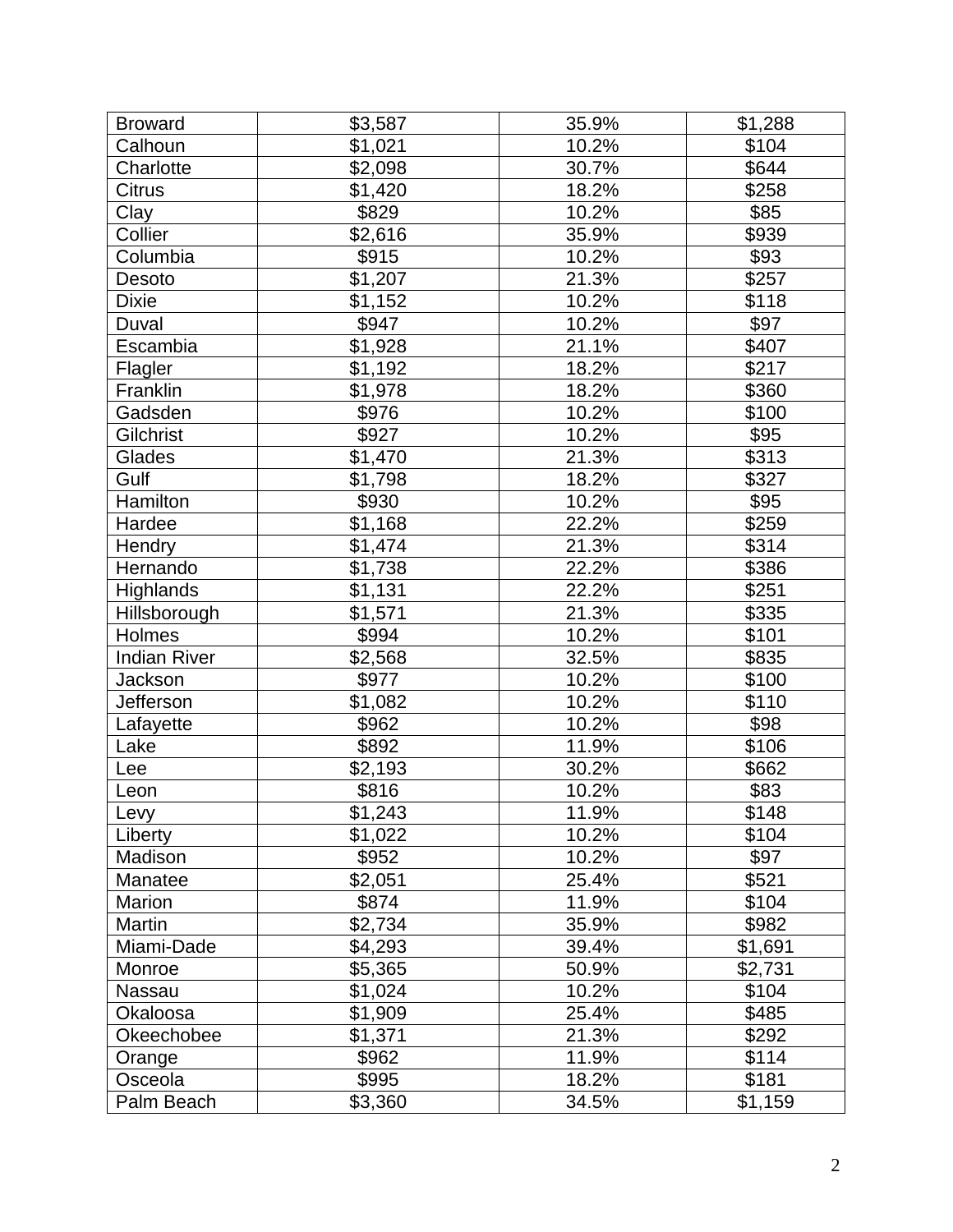| | | | |
|---|---|---|---|
| Broward | $3,587 | 35.9% | $1,288 |
| Calhoun | $1,021 | 10.2% | $104 |
| Charlotte | $2,098 | 30.7% | $644 |
| Citrus | $1,420 | 18.2% | $258 |
| Clay | $829 | 10.2% | $85 |
| Collier | $2,616 | 35.9% | $939 |
| Columbia | $915 | 10.2% | $93 |
| Desoto | $1,207 | 21.3% | $257 |
| Dixie | $1,152 | 10.2% | $118 |
| Duval | $947 | 10.2% | $97 |
| Escambia | $1,928 | 21.1% | $407 |
| Flagler | $1,192 | 18.2% | $217 |
| Franklin | $1,978 | 18.2% | $360 |
| Gadsden | $976 | 10.2% | $100 |
| Gilchrist | $927 | 10.2% | $95 |
| Glades | $1,470 | 21.3% | $313 |
| Gulf | $1,798 | 18.2% | $327 |
| Hamilton | $930 | 10.2% | $95 |
| Hardee | $1,168 | 22.2% | $259 |
| Hendry | $1,474 | 21.3% | $314 |
| Hernando | $1,738 | 22.2% | $386 |
| Highlands | $1,131 | 22.2% | $251 |
| Hillsborough | $1,571 | 21.3% | $335 |
| Holmes | $994 | 10.2% | $101 |
| Indian River | $2,568 | 32.5% | $835 |
| Jackson | $977 | 10.2% | $100 |
| Jefferson | $1,082 | 10.2% | $110 |
| Lafayette | $962 | 10.2% | $98 |
| Lake | $892 | 11.9% | $106 |
| Lee | $2,193 | 30.2% | $662 |
| Leon | $816 | 10.2% | $83 |
| Levy | $1,243 | 11.9% | $148 |
| Liberty | $1,022 | 10.2% | $104 |
| Madison | $952 | 10.2% | $97 |
| Manatee | $2,051 | 25.4% | $521 |
| Marion | $874 | 11.9% | $104 |
| Martin | $2,734 | 35.9% | $982 |
| Miami-Dade | $4,293 | 39.4% | $1,691 |
| Monroe | $5,365 | 50.9% | $2,731 |
| Nassau | $1,024 | 10.2% | $104 |
| Okaloosa | $1,909 | 25.4% | $485 |
| Okeechobee | $1,371 | 21.3% | $292 |
| Orange | $962 | 11.9% | $114 |
| Osceola | $995 | 18.2% | $181 |
| Palm Beach | $3,360 | 34.5% | $1,159 |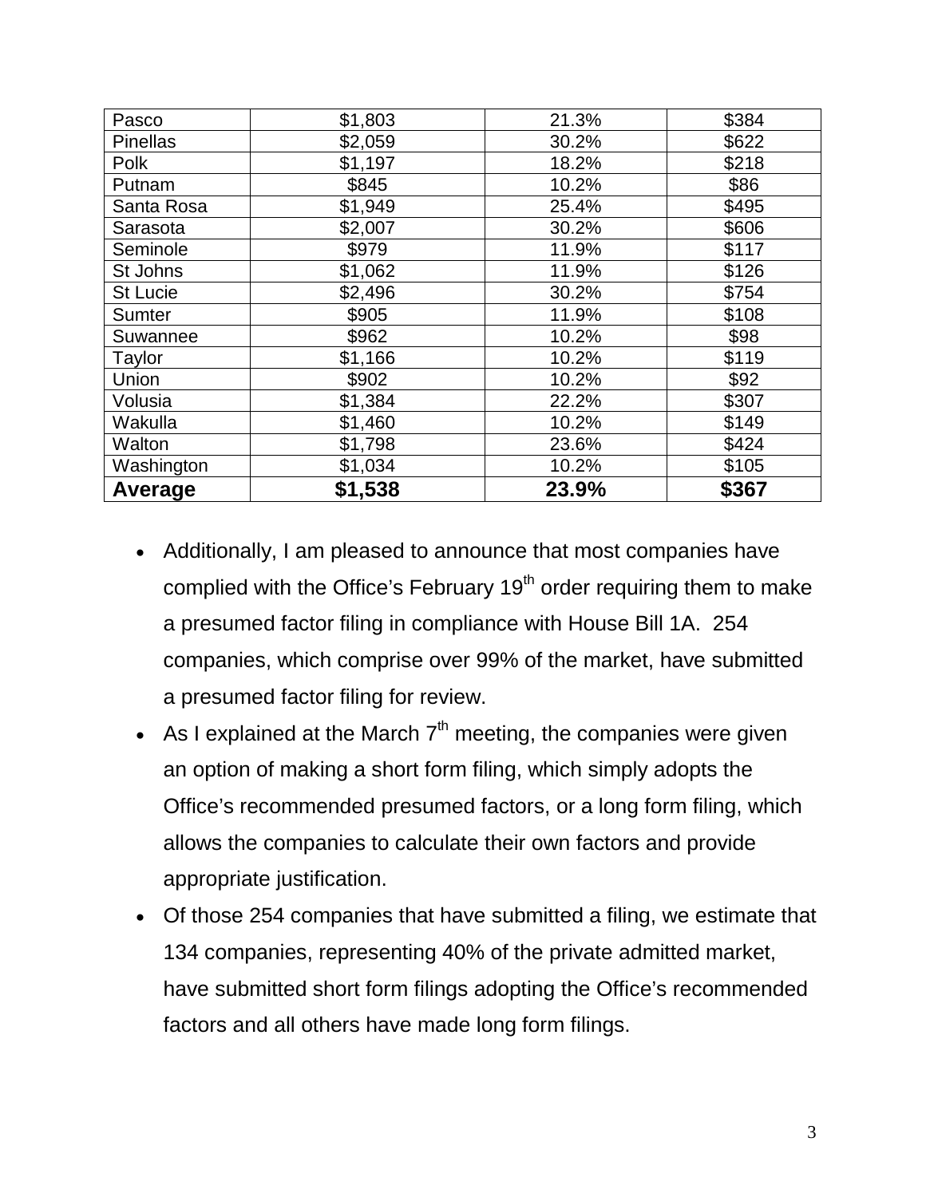| Pasco | $1,803 | 21.3% | $384 |
|---|---|---|---|
| Pinellas | $2,059 | 30.2% | $622 |
| Polk | $1,197 | 18.2% | $218 |
| Putnam | $845 | 10.2% | $86 |
| Santa Rosa | $1,949 | 25.4% | $495 |
| Sarasota | $2,007 | 30.2% | $606 |
| Seminole | $979 | 11.9% | $117 |
| St Johns | $1,062 | 11.9% | $126 |
| St Lucie | $2,496 | 30.2% | $754 |
| Sumter | $905 | 11.9% | $108 |
| Suwannee | $962 | 10.2% | $98 |
| Taylor | $1,166 | 10.2% | $119 |
| Union | $902 | 10.2% | $92 |
| Volusia | $1,384 | 22.2% | $307 |
| Wakulla | $1,460 | 10.2% | $149 |
| Walton | $1,798 | 23.6% | $424 |
| Washington | $1,034 | 10.2% | $105 |
| **Average** | **$1,538** | **23.9%** | **$367** |

- Additionally, I am pleased to announce that most companies have complied with the Office's February 19th order requiring them to make a presumed factor filing in compliance with House Bill 1A. 254 companies, which comprise over 99% of the market, have submitted a presumed factor filing for review.
- As I explained at the March 7th meeting, the companies were given an option of making a short form filing, which simply adopts the Office's recommended presumed factors, or a long form filing, which allows the companies to calculate their own factors and provide appropriate justification.
- Of those 254 companies that have submitted a filing, we estimate that 134 companies, representing 40% of the private admitted market, have submitted short form filings adopting the Office's recommended factors and all others have made long form filings.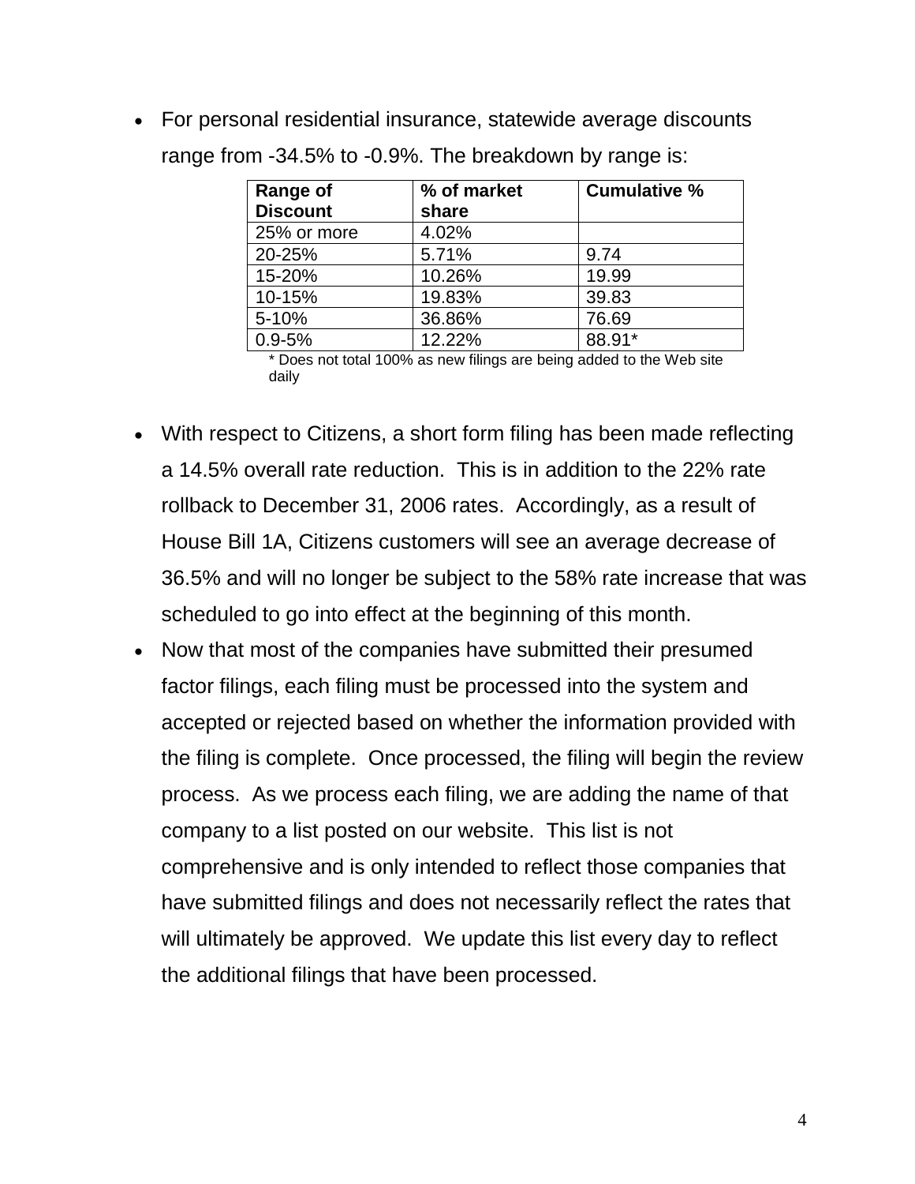- For personal residential insurance, statewide average discounts range from -34.5% to -0.9%. The breakdown by range is:

| Range of Discount | % of market share | Cumulative % |
|---|---|---|
| 25% or more | 4.02% | |
| 20-25% | 5.71% | 9.74 |
| 15-20% | 10.26% | 19.99 |
| 10-15% | 19.83% | 39.83 |
| 5-10% | 36.86% | 76.69 |
| 0.9-5% | 12.22% | 88.91* |

\* Does not total 100% as new filings are being added to the Web site daily

- With respect to Citizens, a short form filing has been made reflecting a 14.5% overall rate reduction. This is in addition to the 22% rate rollback to December 31, 2006 rates. Accordingly, as a result of House Bill 1A, Citizens customers will see an average decrease of 36.5% and will no longer be subject to the 58% rate increase that was scheduled to go into effect at the beginning of this month.
- Now that most of the companies have submitted their presumed factor filings, each filing must be processed into the system and accepted or rejected based on whether the information provided with the filing is complete. Once processed, the filing will begin the review process. As we process each filing, we are adding the name of that company to a list posted on our website. This list is not comprehensive and is only intended to reflect those companies that have submitted filings and does not necessarily reflect the rates that will ultimately be approved. We update this list every day to reflect the additional filings that have been processed.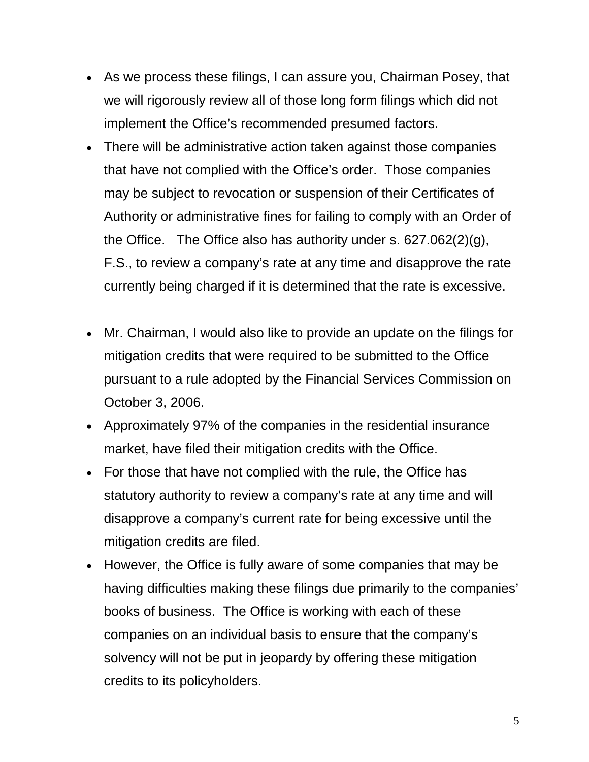- As we process these filings, I can assure you, Chairman Posey, that we will rigorously review all of those long form filings which did not implement the Office's recommended presumed factors.
- There will be administrative action taken against those companies that have not complied with the Office's order. Those companies may be subject to revocation or suspension of their Certificates of Authority or administrative fines for failing to comply with an Order of the Office. The Office also has authority under s. 627.062(2)(g), F.S., to review a company's rate at any time and disapprove the rate currently being charged if it is determined that the rate is excessive.

- Mr. Chairman, I would also like to provide an update on the filings for mitigation credits that were required to be submitted to the Office pursuant to a rule adopted by the Financial Services Commission on October 3, 2006.
- Approximately 97% of the companies in the residential insurance market, have filed their mitigation credits with the Office.
- For those that have not complied with the rule, the Office has statutory authority to review a company's rate at any time and will disapprove a company's current rate for being excessive until the mitigation credits are filed.
- However, the Office is fully aware of some companies that may be having difficulties making these filings due primarily to the companies' books of business. The Office is working with each of these companies on an individual basis to ensure that the company's solvency will not be put in jeopardy by offering these mitigation credits to its policyholders.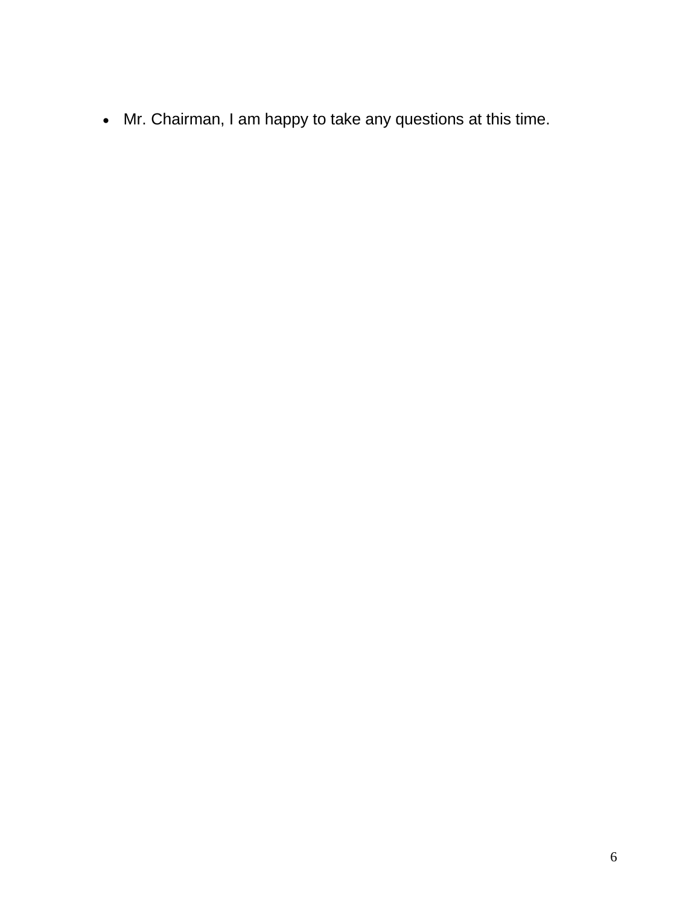- Mr. Chairman, I am happy to take any questions at this time.